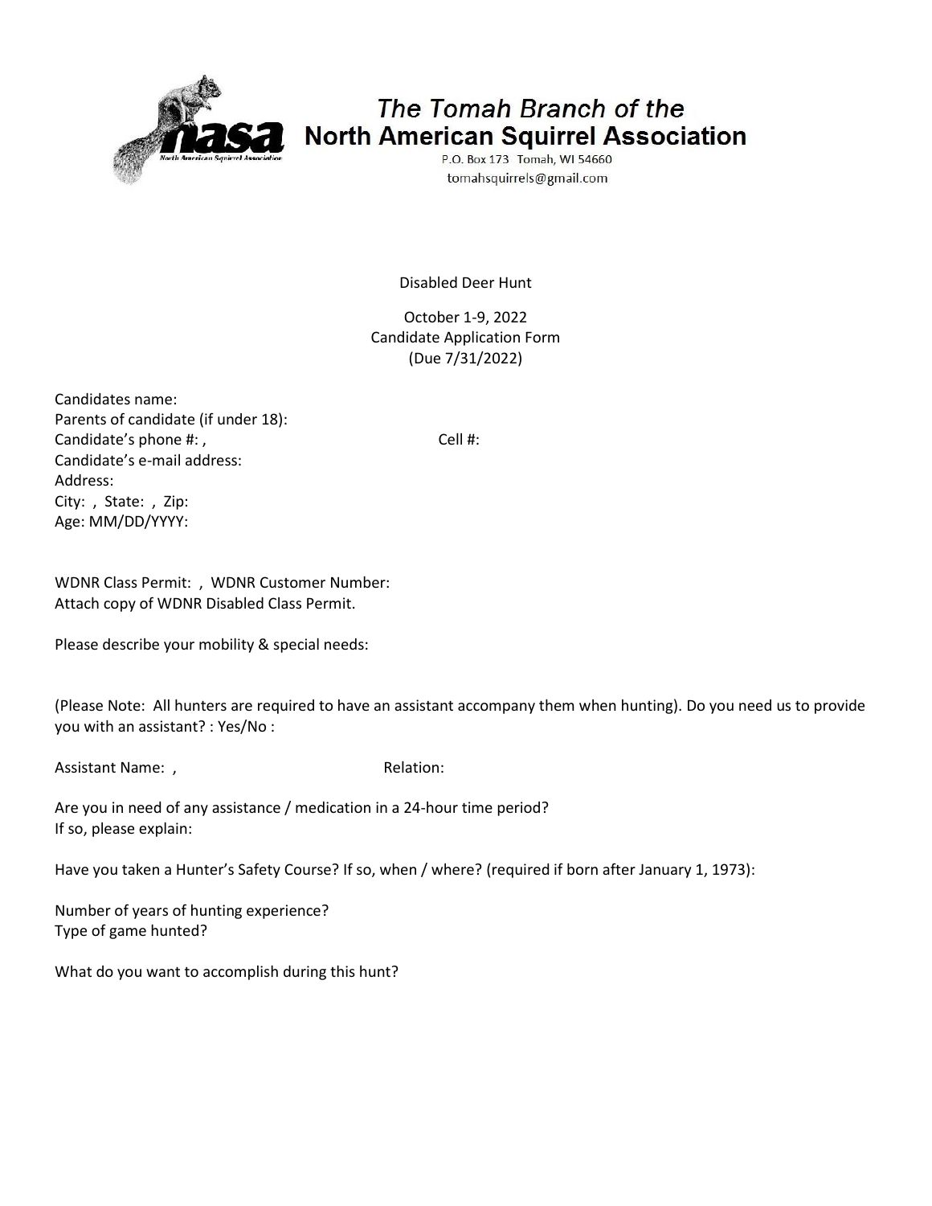# The Tomah Branch of the North American Squirrel Association

P.O. Box 173 Tomah, WI 54660
tomahsquirrels@gmail.com

Disabled Deer Hunt

October 1-9, 2022
Candidate Application Form
(Due 7/31/2022)

Candidates name:
Parents of candidate (if under 18):
Candidate's phone #: , Cell #:
Candidate's e-mail address:
Address:
City: , State: , Zip:
Age: MM/DD/YYYY:

WDNR Class Permit: , WDNR Customer Number:
Attach copy of WDNR Disabled Class Permit.

Please describe your mobility & special needs:

(Please Note: All hunters are required to have an assistant accompany them when hunting). Do you need us to provide you with an assistant? : Yes/No :

Assistant Name: , Relation:

Are you in need of any assistance / medication in a 24-hour time period?
If so, please explain:

Have you taken a Hunter's Safety Course? If so, when / where? (required if born after January 1, 1973):

Number of years of hunting experience?
Type of game hunted?

What do you want to accomplish during this hunt?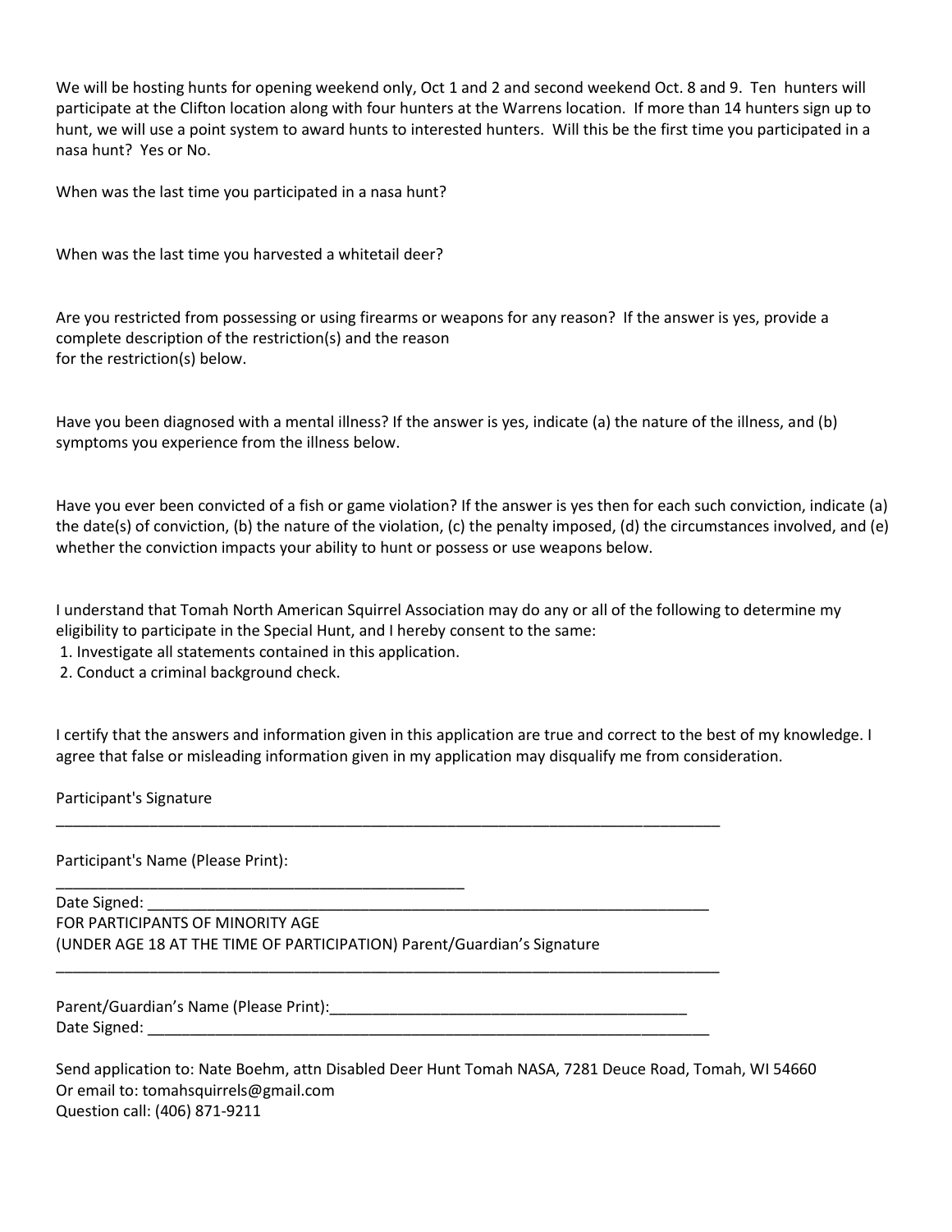We will be hosting hunts for opening weekend only, Oct 1 and 2 and second weekend Oct. 8 and 9. Ten hunters will participate at the Clifton location along with four hunters at the Warrens location. If more than 14 hunters sign up to hunt, we will use a point system to award hunts to interested hunters. Will this be the first time you participated in a nasa hunt? Yes or No.

When was the last time you participated in a nasa hunt?

When was the last time you harvested a whitetail deer?

Are you restricted from possessing or using firearms or weapons for any reason? If the answer is yes, provide a complete description of the restriction(s) and the reason
for the restriction(s) below.

Have you been diagnosed with a mental illness? If the answer is yes, indicate (a) the nature of the illness, and (b) symptoms you experience from the illness below.

Have you ever been convicted of a fish or game violation? If the answer is yes then for each such conviction, indicate (a) the date(s) of conviction, (b) the nature of the violation, (c) the penalty imposed, (d) the circumstances involved, and (e) whether the conviction impacts your ability to hunt or possess or use weapons below.

I understand that Tomah North American Squirrel Association may do any or all of the following to determine my eligibility to participate in the Special Hunt, and I hereby consent to the same:

1. Investigate all statements contained in this application.
2. Conduct a criminal background check.

I certify that the answers and information given in this application are true and correct to the best of my knowledge. I agree that false or misleading information given in my application may disqualify me from consideration.

Participant's Signature

____________________________________________________________________________________

Participant's Name (Please Print):

__________________________________________________

Date Signed: ________________________________________________________________________

FOR PARTICIPANTS OF MINORITY AGE
(UNDER AGE 18 AT THE TIME OF PARTICIPATION) Parent/Guardian's Signature

____________________________________________________________________________________

Parent/Guardian's Name (Please Print):____________________________________________

Date Signed: ________________________________________________________________________

Send application to: Nate Boehm, attn Disabled Deer Hunt Tomah NASA, 7281 Deuce Road, Tomah, WI 54660
Or email to: tomahsquirrels@gmail.com
Question call: (406) 871-9211